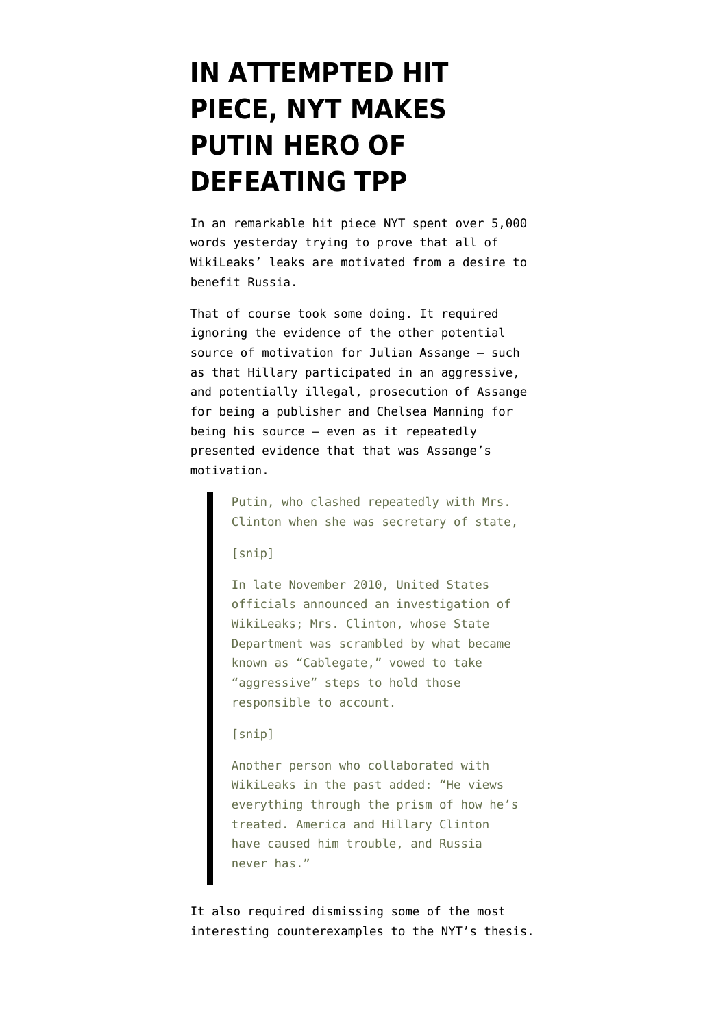# IN ATTEMPTED HIT PIECE, NYT MAKES PUTIN HERO OF DEFEATING TPP

In an remarkable hit piece NYT spent over 5,000 words yesterday trying to prove that all of WikiLeaks' leaks are motivated from a desire to benefit Russia.

That of course took some doing. It required ignoring the evidence of the other potential source of motivation for Julian Assange — such as that Hillary participated in an aggressive, and potentially illegal, prosecution of Assange for being a publisher and Chelsea Manning for being his source — even as it repeatedly presented evidence that that was Assange's motivation.

> Putin, who clashed repeatedly with Mrs. Clinton when she was secretary of state,
>
> [snip]
>
> In late November 2010, United States officials announced an investigation of WikiLeaks; Mrs. Clinton, whose State Department was scrambled by what became known as "Cablegate," vowed to take "aggressive" steps to hold those responsible to account.
>
> [snip]
>
> Another person who collaborated with WikiLeaks in the past added: "He views everything through the prism of how he's treated. America and Hillary Clinton have caused him trouble, and Russia never has."

It also required dismissing some of the most interesting counterexamples to the NYT's thesis.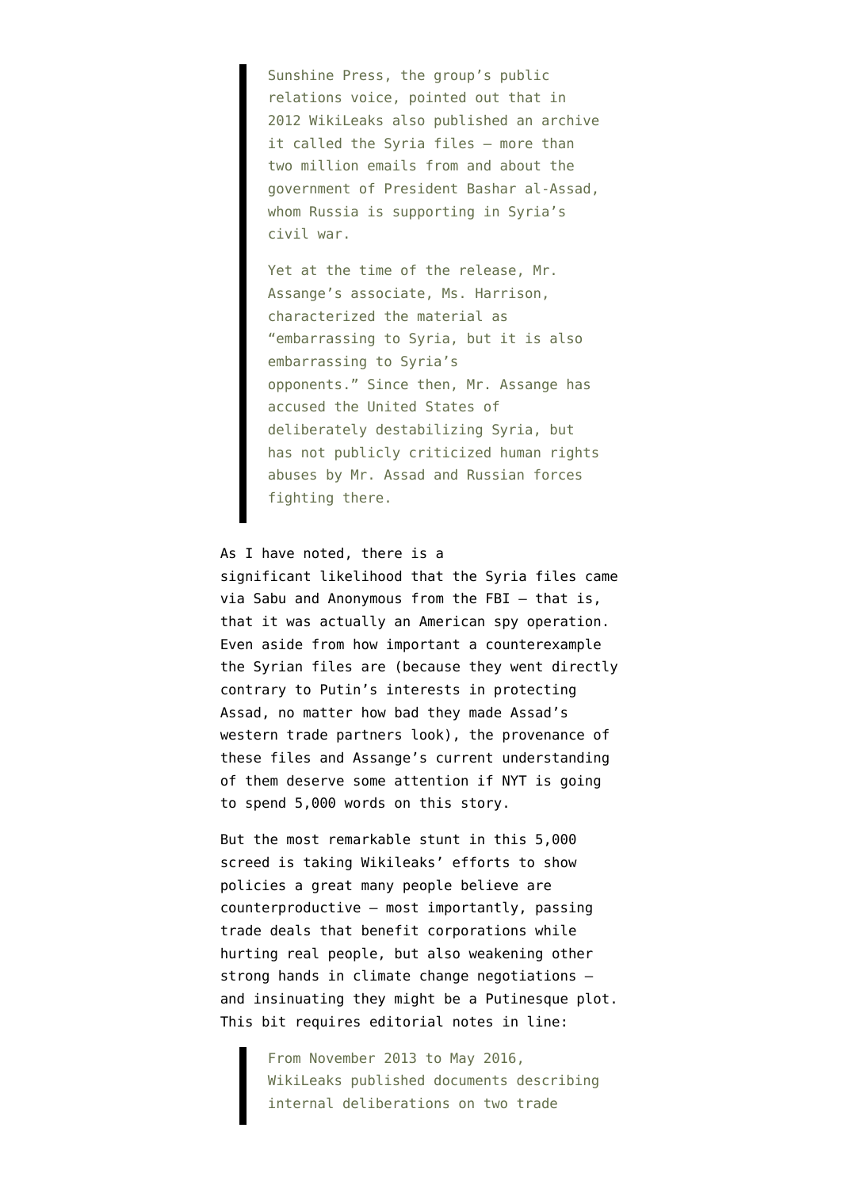> Sunshine Press, the group's public relations voice, pointed out that in 2012 WikiLeaks also published an archive it called the Syria files — more than two million emails from and about the government of President Bashar al-Assad, whom Russia is supporting in Syria's civil war.
>
> Yet at the time of the release, Mr. Assange's associate, Ms. Harrison, characterized the material as "embarrassing to Syria, but it is also embarrassing to Syria's opponents." Since then, Mr. Assange has accused the United States of deliberately destabilizing Syria, but has not publicly criticized human rights abuses by Mr. Assad and Russian forces fighting there.

As I have noted, there is a significant likelihood that the Syria files came via Sabu and Anonymous from the FBI — that is, that it was actually an American spy operation. Even aside from how important a counterexample the Syrian files are (because they went directly contrary to Putin's interests in protecting Assad, no matter how bad they made Assad's western trade partners look), the provenance of these files and Assange's current understanding of them deserve some attention if NYT is going to spend 5,000 words on this story.

But the most remarkable stunt in this 5,000 screed is taking Wikileaks' efforts to show policies a great many people believe are counterproductive — most importantly, passing trade deals that benefit corporations while hurting real people, but also weakening other strong hands in climate change negotiations — and insinuating they might be a Putinesque plot. This bit requires editorial notes in line:

> From November 2013 to May 2016, WikiLeaks published documents describing internal deliberations on two trade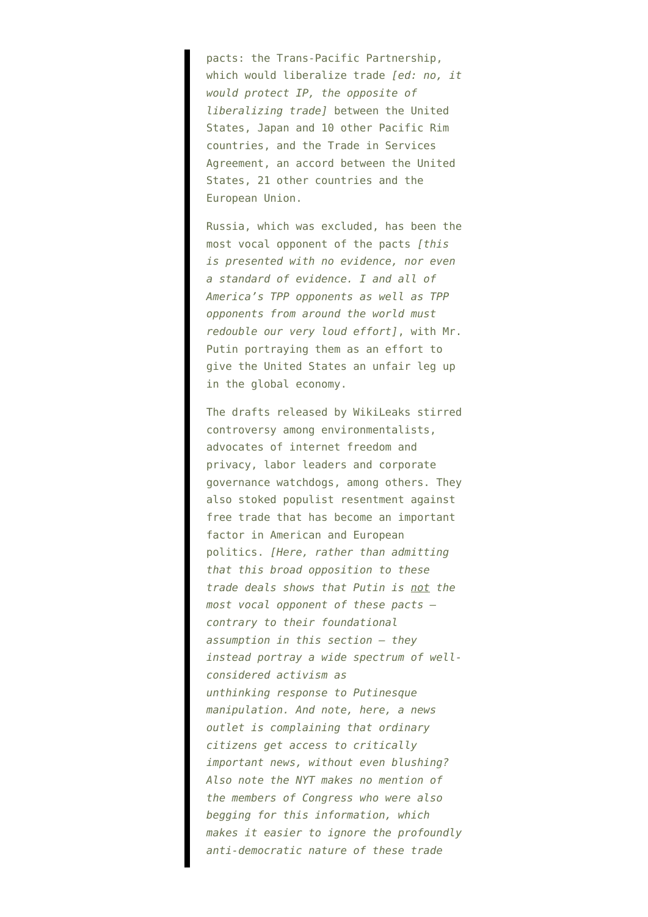> pacts: the Trans-Pacific Partnership, which would liberalize trade *[ed: no, it would protect IP, the opposite of liberalizing trade]* between the United States, Japan and 10 other Pacific Rim countries, and the Trade in Services Agreement, an accord between the United States, 21 other countries and the European Union.
>
> Russia, which was excluded, has been the most vocal opponent of the pacts *[this is presented with no evidence, nor even a standard of evidence. I and all of America's TPP opponents as well as TPP opponents from around the world must redouble our very loud effort]*, with Mr. Putin portraying them as an effort to give the United States an unfair leg up in the global economy.
>
> The drafts released by WikiLeaks stirred controversy among environmentalists, advocates of internet freedom and privacy, labor leaders and corporate governance watchdogs, among others. They also stoked populist resentment against free trade that has become an important factor in American and European politics. *[Here, rather than admitting that this broad opposition to these trade deals shows that Putin is <u>not</u> the most vocal opponent of these pacts — contrary to their foundational assumption in this section — they instead portray a wide spectrum of well-considered activism as unthinking response to Putinesque manipulation. And note, here, a news outlet is complaining that ordinary citizens get access to critically important news, without even blushing? Also note the NYT makes no mention of the members of Congress who were also begging for this information, which makes it easier to ignore the profoundly anti-democratic nature of these trade*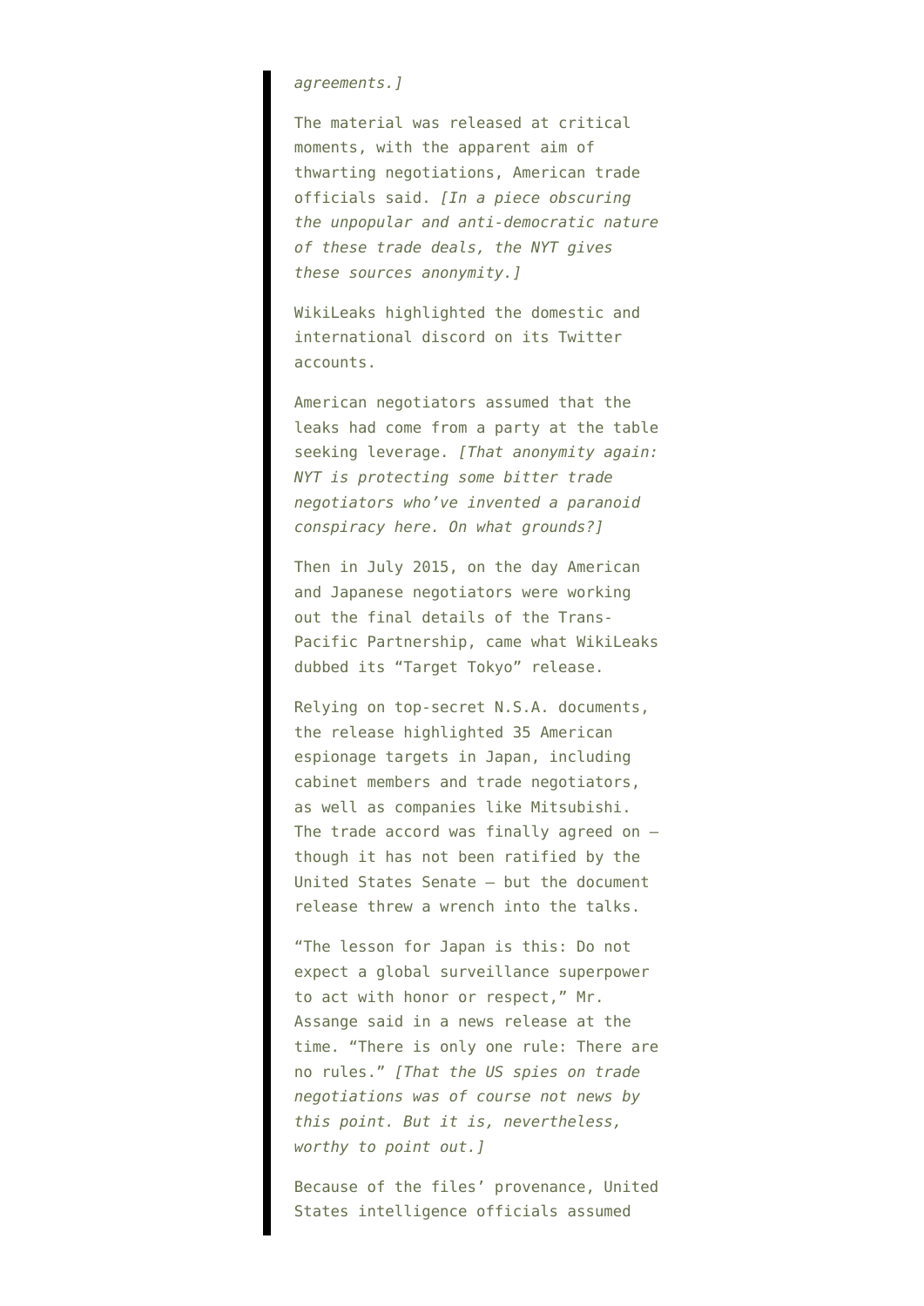> *agreements.]*
>
> The material was released at critical moments, with the apparent aim of thwarting negotiations, American trade officials said. *[In a piece obscuring the unpopular and anti-democratic nature of these trade deals, the NYT gives these sources anonymity.]*
>
> WikiLeaks highlighted the domestic and international discord on its Twitter accounts.
>
> American negotiators assumed that the leaks had come from a party at the table seeking leverage. *[That anonymity again: NYT is protecting some bitter trade negotiators who've invented a paranoid conspiracy here. On what grounds?]*
>
> Then in July 2015, on the day American and Japanese negotiators were working out the final details of the Trans-Pacific Partnership, came what WikiLeaks dubbed its "Target Tokyo" release.
>
> Relying on top-secret N.S.A. documents, the release highlighted 35 American espionage targets in Japan, including cabinet members and trade negotiators, as well as companies like Mitsubishi. The trade accord was finally agreed on — though it has not been ratified by the United States Senate — but the document release threw a wrench into the talks.
>
> "The lesson for Japan is this: Do not expect a global surveillance superpower to act with honor or respect," Mr. Assange said in a news release at the time. "There is only one rule: There are no rules." *[That the US spies on trade negotiations was of course not news by this point. But it is, nevertheless, worthy to point out.]*
>
> Because of the files' provenance, United States intelligence officials assumed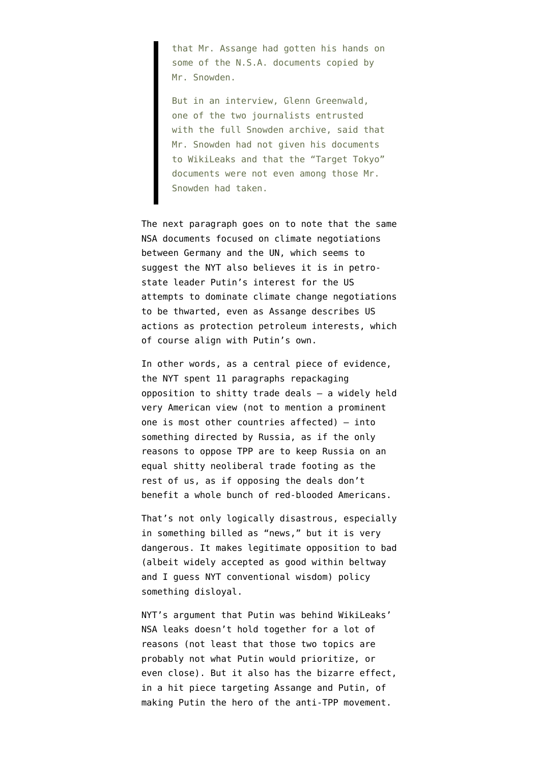> that Mr. Assange had gotten his hands on some of the N.S.A. documents copied by Mr. Snowden.
>
> But in an interview, Glenn Greenwald, one of the two journalists entrusted with the full Snowden archive, said that Mr. Snowden had not given his documents to WikiLeaks and that the "Target Tokyo" documents were not even among those Mr. Snowden had taken.

The next paragraph goes on to note that the same NSA documents focused on climate negotiations between Germany and the UN, which seems to suggest the NYT also believes it is in petro-state leader Putin's interest for the US attempts to dominate climate change negotiations to be thwarted, even as Assange describes US actions as protection petroleum interests, which of course align with Putin's own.

In other words, as a central piece of evidence, the NYT spent 11 paragraphs repackaging opposition to shitty trade deals — a widely held very American view (not to mention a prominent one is most other countries affected) — into something directed by Russia, as if the only reasons to oppose TPP are to keep Russia on an equal shitty neoliberal trade footing as the rest of us, as if opposing the deals don't benefit a whole bunch of red-blooded Americans.

That's not only logically disastrous, especially in something billed as "news," but it is very dangerous. It makes legitimate opposition to bad (albeit widely accepted as good within beltway and I guess NYT conventional wisdom) policy something disloyal.

NYT's argument that Putin was behind WikiLeaks' NSA leaks doesn't hold together for a lot of reasons (not least that those two topics are probably not what Putin would prioritize, or even close). But it also has the bizarre effect, in a hit piece targeting Assange and Putin, of making Putin the hero of the anti-TPP movement.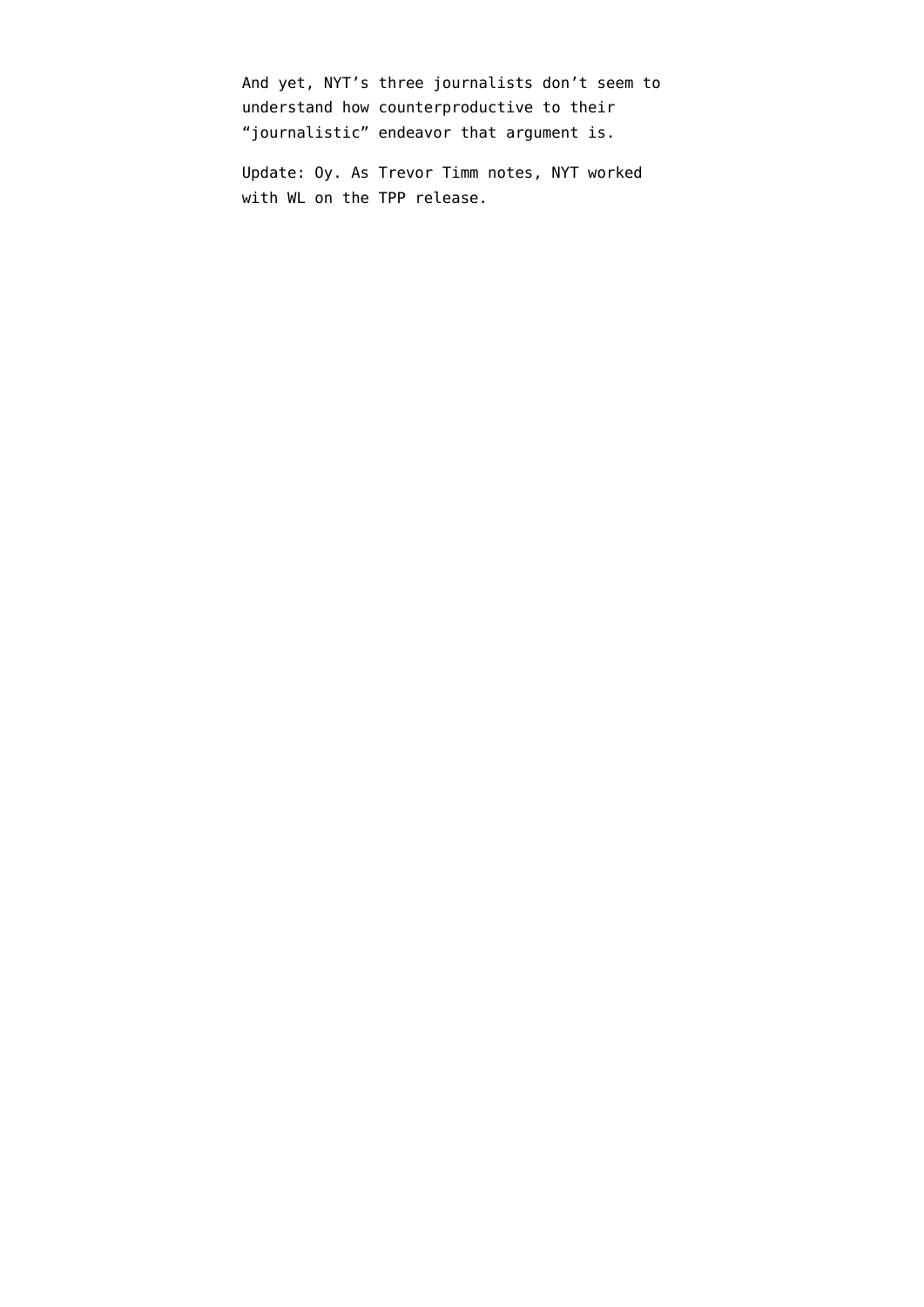And yet, NYT's three journalists don't seem to understand how counterproductive to their "journalistic" endeavor that argument is.

Update: Oy. As Trevor Timm notes, NYT worked with WL on the TPP release.